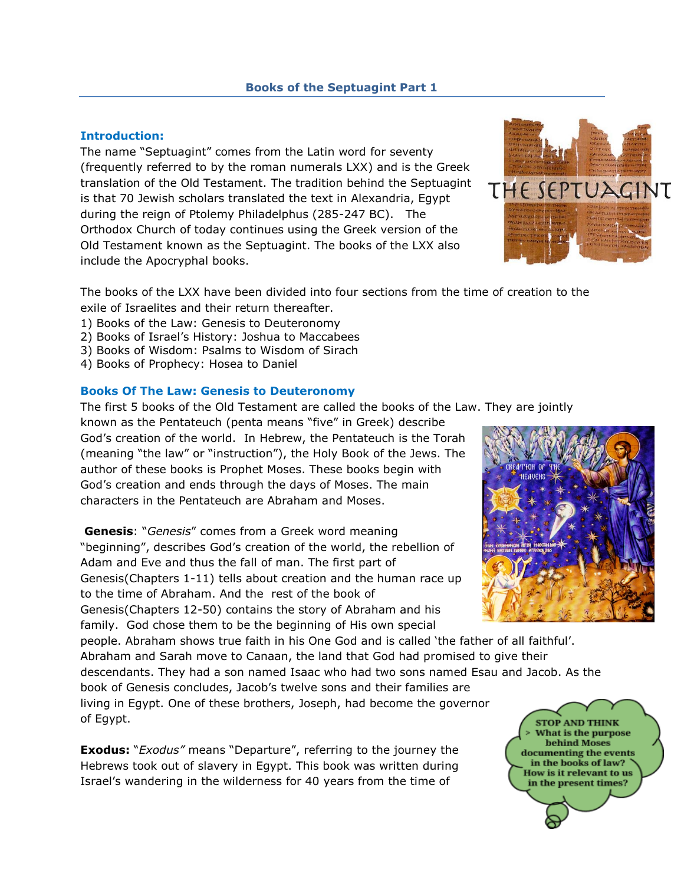## Books of the Septuagint Part 1

### Introduction:

The name "Septuagint" comes from the Latin word for seventy (frequently referred to by the roman numerals LXX) and is the Greek translation of the Old Testament. The tradition behind the Septuagint is that 70 Jewish scholars translated the text in Alexandria, Egypt during the reign of Ptolemy Philadelphus (285-247 BC). The Orthodox Church of today continues using the Greek version of the Old Testament known as the Septuagint. The books of the LXX also include the Apocryphal books.

The books of the LXX have been divided into four sections from the time of creation to the exile of Israelites and their return thereafter.

1) Books of the Law: Genesis to Deuteronomy
2) Books of Israel's History: Joshua to Maccabees
3) Books of Wisdom: Psalms to Wisdom of Sirach
4) Books of Prophecy: Hosea to Daniel

### Books Of The Law: Genesis to Deuteronomy

The first 5 books of the Old Testament are called the books of the Law. They are jointly known as the Pentateuch (penta means "five" in Greek) describe God's creation of the world. In Hebrew, the Pentateuch is the Torah (meaning "the law" or "instruction"), the Holy Book of the Jews. The author of these books is Prophet Moses. These books begin with God's creation and ends through the days of Moses. The main characters in the Pentateuch are Abraham and Moses.

**Genesis**: "*Genesis*" comes from a Greek word meaning "beginning", describes God's creation of the world, the rebellion of Adam and Eve and thus the fall of man. The first part of Genesis(Chapters 1-11) tells about creation and the human race up to the time of Abraham. And the rest of the book of Genesis(Chapters 12-50) contains the story of Abraham and his family. God chose them to be the beginning of His own special people. Abraham shows true faith in his One God and is called 'the father of all faithful'. Abraham and Sarah move to Canaan, the land that God had promised to give their descendants. They had a son named Isaac who had two sons named Esau and Jacob. As the book of Genesis concludes, Jacob's twelve sons and their families are living in Egypt. One of these brothers, Joseph, had become the governor of Egypt.

**STOP AND THINK**
> What is the purpose behind Moses documenting the events in the books of law? How is it relevant to us in the present times?

**Exodus:** "*Exodus"* means "Departure", referring to the journey the Hebrews took out of slavery in Egypt. This book was written during Israel's wandering in the wilderness for 40 years from the time of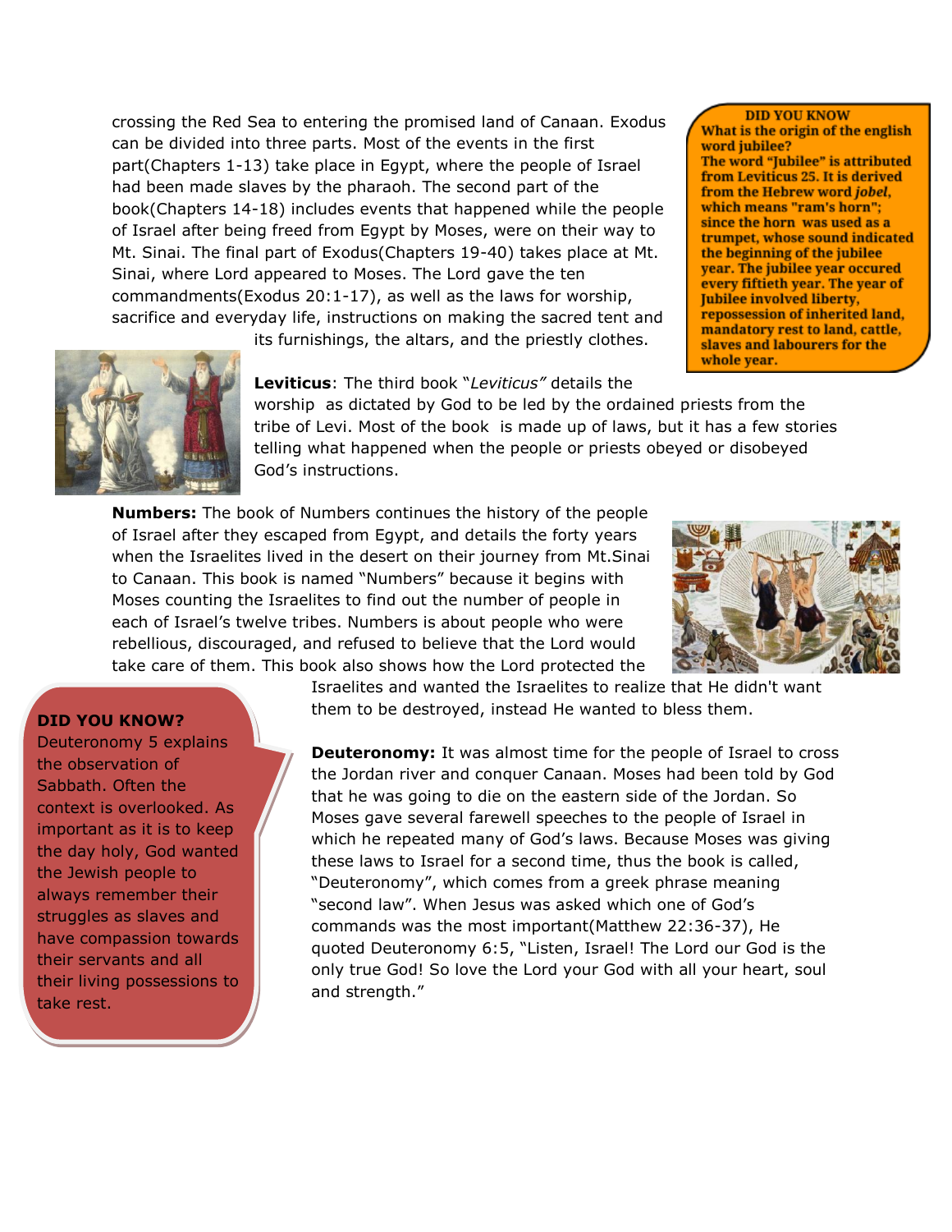crossing the Red Sea to entering the promised land of Canaan. Exodus can be divided into three parts. Most of the events in the first part(Chapters 1-13) take place in Egypt, where the people of Israel had been made slaves by the pharaoh. The second part of the book(Chapters 14-18) includes events that happened while the people of Israel after being freed from Egypt by Moses, were on their way to Mt. Sinai. The final part of Exodus(Chapters 19-40) takes place at Mt. Sinai, where Lord appeared to Moses. The Lord gave the ten commandments(Exodus 20:1-17), as well as the laws for worship, sacrifice and everyday life, instructions on making the sacred tent and its furnishings, the altars, and the priestly clothes.

**DID YOU KNOW**

**What is the origin of the english word jubilee?**
**The word "Jubilee" is attributed from Leviticus 25. It is derived from the Hebrew word *jobel*, which means "ram's horn"; since the horn was used as a trumpet, whose sound indicated the beginning of the jubilee year. The jubilee year occured every fiftieth year. The year of Jubilee involved liberty, repossession of inherited land, mandatory rest to land, cattle, slaves and labourers for the whole year.**

**Leviticus**: The third book "*Leviticus*" details the worship as dictated by God to be led by the ordained priests from the tribe of Levi. Most of the book is made up of laws, but it has a few stories telling what happened when the people or priests obeyed or disobeyed God's instructions.

**Numbers:** The book of Numbers continues the history of the people of Israel after they escaped from Egypt, and details the forty years when the Israelites lived in the desert on their journey from Mt.Sinai to Canaan. This book is named "Numbers" because it begins with Moses counting the Israelites to find out the number of people in each of Israel's twelve tribes. Numbers is about people who were rebellious, discouraged, and refused to believe that the Lord would take care of them. This book also shows how the Lord protected the Israelites and wanted the Israelites to realize that He didn't want them to be destroyed, instead He wanted to bless them.

**DID YOU KNOW?**

Deuteronomy 5 explains the observation of Sabbath. Often the context is overlooked. As important as it is to keep the day holy, God wanted the Jewish people to always remember their struggles as slaves and have compassion towards their servants and all their living possessions to take rest.

**Deuteronomy:** It was almost time for the people of Israel to cross the Jordan river and conquer Canaan. Moses had been told by God that he was going to die on the eastern side of the Jordan. So Moses gave several farewell speeches to the people of Israel in which he repeated many of God's laws. Because Moses was giving these laws to Israel for a second time, thus the book is called, "Deuteronomy", which comes from a greek phrase meaning "second law". When Jesus was asked which one of God's commands was the most important(Matthew 22:36-37), He quoted Deuteronomy 6:5, "Listen, Israel! The Lord our God is the only true God! So love the Lord your God with all your heart, soul and strength."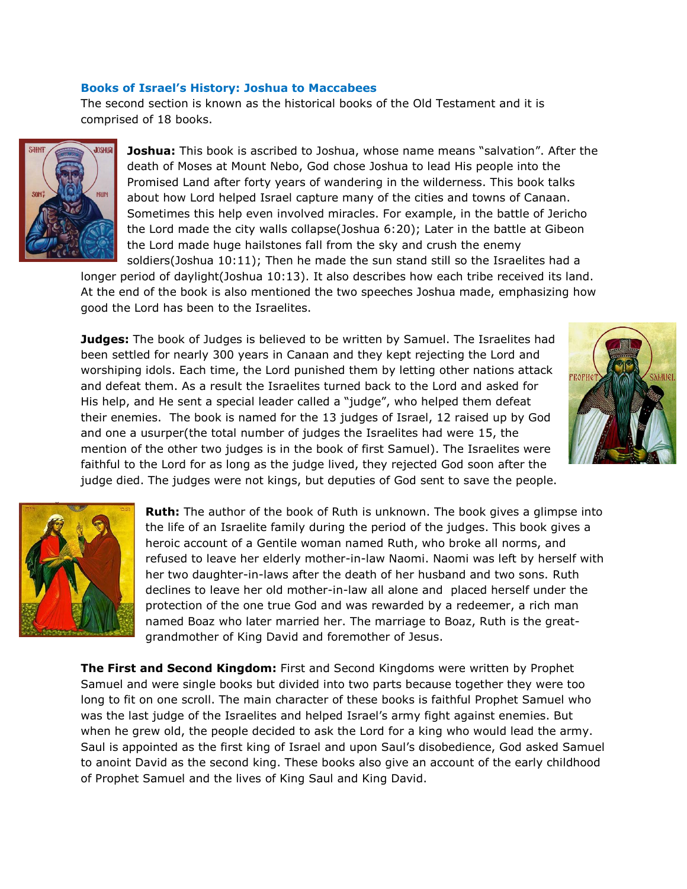### Books of Israel's History: Joshua to Maccabees

The second section is known as the historical books of the Old Testament and it is comprised of 18 books.

**Joshua:** This book is ascribed to Joshua, whose name means "salvation". After the death of Moses at Mount Nebo, God chose Joshua to lead His people into the Promised Land after forty years of wandering in the wilderness. This book talks about how Lord helped Israel capture many of the cities and towns of Canaan. Sometimes this help even involved miracles. For example, in the battle of Jericho the Lord made the city walls collapse(Joshua 6:20); Later in the battle at Gibeon the Lord made huge hailstones fall from the sky and crush the enemy soldiers(Joshua 10:11); Then he made the sun stand still so the Israelites had a longer period of daylight(Joshua 10:13). It also describes how each tribe received its land. At the end of the book is also mentioned the two speeches Joshua made, emphasizing how good the Lord has been to the Israelites.

**Judges:** The book of Judges is believed to be written by Samuel. The Israelites had been settled for nearly 300 years in Canaan and they kept rejecting the Lord and worshiping idols. Each time, the Lord punished them by letting other nations attack and defeat them. As a result the Israelites turned back to the Lord and asked for His help, and He sent a special leader called a "judge", who helped them defeat their enemies. The book is named for the 13 judges of Israel, 12 raised up by God and one a usurper(the total number of judges the Israelites had were 15, the mention of the other two judges is in the book of first Samuel). The Israelites were faithful to the Lord for as long as the judge lived, they rejected God soon after the judge died. The judges were not kings, but deputies of God sent to save the people.

**Ruth:** The author of the book of Ruth is unknown. The book gives a glimpse into the life of an Israelite family during the period of the judges. This book gives a heroic account of a Gentile woman named Ruth, who broke all norms, and refused to leave her elderly mother-in-law Naomi. Naomi was left by herself with her two daughter-in-laws after the death of her husband and two sons. Ruth declines to leave her old mother-in-law all alone and placed herself under the protection of the one true God and was rewarded by a redeemer, a rich man named Boaz who later married her. The marriage to Boaz, Ruth is the great-grandmother of King David and foremother of Jesus.

**The First and Second Kingdom:** First and Second Kingdoms were written by Prophet Samuel and were single books but divided into two parts because together they were too long to fit on one scroll. The main character of these books is faithful Prophet Samuel who was the last judge of the Israelites and helped Israel's army fight against enemies. But when he grew old, the people decided to ask the Lord for a king who would lead the army. Saul is appointed as the first king of Israel and upon Saul's disobedience, God asked Samuel to anoint David as the second king. These books also give an account of the early childhood of Prophet Samuel and the lives of King Saul and King David.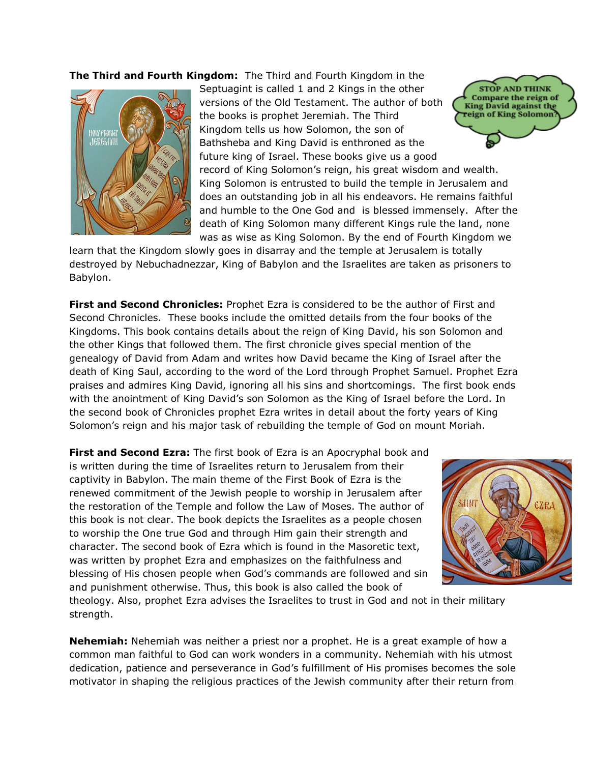**The Third and Fourth Kingdom:** The Third and Fourth Kingdom in the Septuagint is called 1 and 2 Kings in the other versions of the Old Testament. The author of both the books is prophet Jeremiah. The Third Kingdom tells us how Solomon, the son of Bathsheba and King David is enthroned as the future king of Israel. These books give us a good record of King Solomon's reign, his great wisdom and wealth. King Solomon is entrusted to build the temple in Jerusalem and does an outstanding job in all his endeavors. He remains faithful and humble to the One God and is blessed immensely. After the death of King Solomon many different Kings rule the land, none was as wise as King Solomon. By the end of Fourth Kingdom we learn that the Kingdom slowly goes in disarray and the temple at Jerusalem is totally destroyed by Nebuchadnezzar, King of Babylon and the Israelites are taken as prisoners to Babylon.

**STOP AND THINK** Compare the reign of King David against the reign of King Solomon?

**First and Second Chronicles:** Prophet Ezra is considered to be the author of First and Second Chronicles. These books include the omitted details from the four books of the Kingdoms. This book contains details about the reign of King David, his son Solomon and the other Kings that followed them. The first chronicle gives special mention of the genealogy of David from Adam and writes how David became the King of Israel after the death of King Saul, according to the word of the Lord through Prophet Samuel. Prophet Ezra praises and admires King David, ignoring all his sins and shortcomings. The first book ends with the anointment of King David's son Solomon as the King of Israel before the Lord. In the second book of Chronicles prophet Ezra writes in detail about the forty years of King Solomon's reign and his major task of rebuilding the temple of God on mount Moriah.

**First and Second Ezra:** The first book of Ezra is an Apocryphal book and is written during the time of Israelites return to Jerusalem from their captivity in Babylon. The main theme of the First Book of Ezra is the renewed commitment of the Jewish people to worship in Jerusalem after the restoration of the Temple and follow the Law of Moses. The author of this book is not clear. The book depicts the Israelites as a people chosen to worship the One true God and through Him gain their strength and character. The second book of Ezra which is found in the Masoretic text, was written by prophet Ezra and emphasizes on the faithfulness and blessing of His chosen people when God's commands are followed and sin and punishment otherwise. Thus, this book is also called the book of theology. Also, prophet Ezra advises the Israelites to trust in God and not in their military strength.

**Nehemiah:** Nehemiah was neither a priest nor a prophet. He is a great example of how a common man faithful to God can work wonders in a community. Nehemiah with his utmost dedication, patience and perseverance in God's fulfillment of His promises becomes the sole motivator in shaping the religious practices of the Jewish community after their return from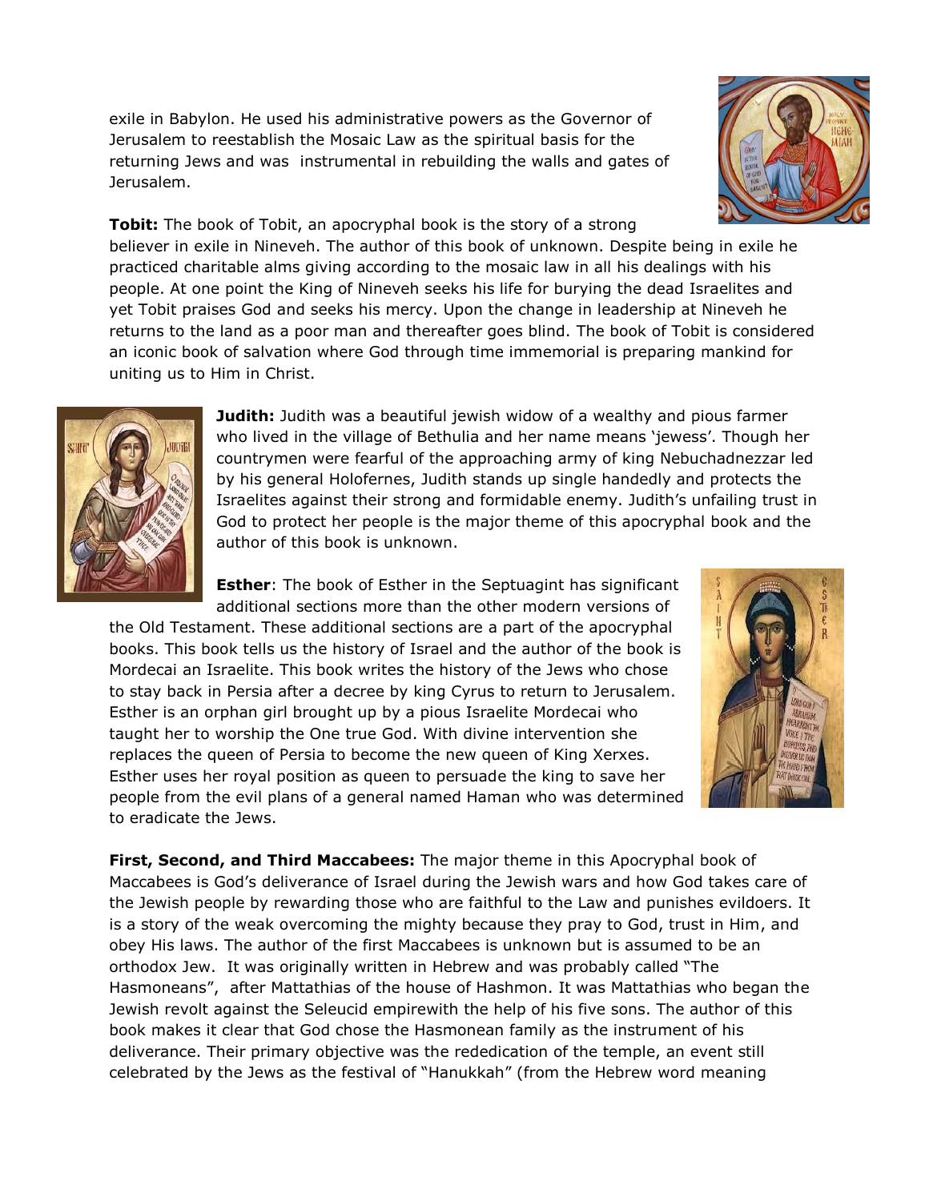exile in Babylon. He used his administrative powers as the Governor of Jerusalem to reestablish the Mosaic Law as the spiritual basis for the returning Jews and was instrumental in rebuilding the walls and gates of Jerusalem.

**Tobit:** The book of Tobit, an apocryphal book is the story of a strong believer in exile in Nineveh. The author of this book of unknown. Despite being in exile he practiced charitable alms giving according to the mosaic law in all his dealings with his people. At one point the King of Nineveh seeks his life for burying the dead Israelites and yet Tobit praises God and seeks his mercy. Upon the change in leadership at Nineveh he returns to the land as a poor man and thereafter goes blind. The book of Tobit is considered an iconic book of salvation where God through time immemorial is preparing mankind for uniting us to Him in Christ.

**Judith:** Judith was a beautiful jewish widow of a wealthy and pious farmer who lived in the village of Bethulia and her name means 'jewess'. Though her countrymen were fearful of the approaching army of king Nebuchadnezzar led by his general Holofernes, Judith stands up single handedly and protects the Israelites against their strong and formidable enemy. Judith's unfailing trust in God to protect her people is the major theme of this apocryphal book and the author of this book is unknown.

**Esther**: The book of Esther in the Septuagint has significant additional sections more than the other modern versions of the Old Testament. These additional sections are a part of the apocryphal books. This book tells us the history of Israel and the author of the book is Mordecai an Israelite. This book writes the history of the Jews who chose to stay back in Persia after a decree by king Cyrus to return to Jerusalem. Esther is an orphan girl brought up by a pious Israelite Mordecai who taught her to worship the One true God. With divine intervention she replaces the queen of Persia to become the new queen of King Xerxes. Esther uses her royal position as queen to persuade the king to save her people from the evil plans of a general named Haman who was determined to eradicate the Jews.

**First, Second, and Third Maccabees:** The major theme in this Apocryphal book of Maccabees is God's deliverance of Israel during the Jewish wars and how God takes care of the Jewish people by rewarding those who are faithful to the Law and punishes evildoers. It is a story of the weak overcoming the mighty because they pray to God, trust in Him, and obey His laws. The author of the first Maccabees is unknown but is assumed to be an orthodox Jew. It was originally written in Hebrew and was probably called "The Hasmoneans", after Mattathias of the house of Hashmon. It was Mattathias who began the Jewish revolt against the Seleucid empirewith the help of his five sons. The author of this book makes it clear that God chose the Hasmonean family as the instrument of his deliverance. Their primary objective was the rededication of the temple, an event still celebrated by the Jews as the festival of "Hanukkah" (from the Hebrew word meaning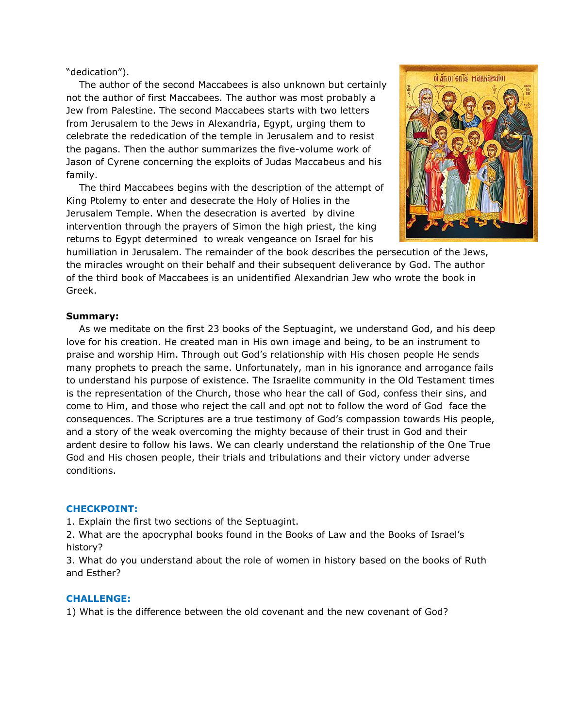"dedication").

The author of the second Maccabees is also unknown but certainly not the author of first Maccabees. The author was most probably a Jew from Palestine. The second Maccabees starts with two letters from Jerusalem to the Jews in Alexandria, Egypt, urging them to celebrate the rededication of the temple in Jerusalem and to resist the pagans. Then the author summarizes the five-volume work of Jason of Cyrene concerning the exploits of Judas Maccabeus and his family.

The third Maccabees begins with the description of the attempt of King Ptolemy to enter and desecrate the Holy of Holies in the Jerusalem Temple. When the desecration is averted by divine intervention through the prayers of Simon the high priest, the king returns to Egypt determined to wreak vengeance on Israel for his humiliation in Jerusalem. The remainder of the book describes the persecution of the Jews, the miracles wrought on their behalf and their subsequent deliverance by God. The author of the third book of Maccabees is an unidentified Alexandrian Jew who wrote the book in Greek.

**Summary:**

As we meditate on the first 23 books of the Septuagint, we understand God, and his deep love for his creation. He created man in His own image and being, to be an instrument to praise and worship Him. Through out God's relationship with His chosen people He sends many prophets to preach the same. Unfortunately, man in his ignorance and arrogance fails to understand his purpose of existence. The Israelite community in the Old Testament times is the representation of the Church, those who hear the call of God, confess their sins, and come to Him, and those who reject the call and opt not to follow the word of God face the consequences. The Scriptures are a true testimony of God's compassion towards His people, and a story of the weak overcoming the mighty because of their trust in God and their ardent desire to follow his laws. We can clearly understand the relationship of the One True God and His chosen people, their trials and tribulations and their victory under adverse conditions.

### CHECKPOINT:

1. Explain the first two sections of the Septuagint.
2. What are the apocryphal books found in the Books of Law and the Books of Israel's history?
3. What do you understand about the role of women in history based on the books of Ruth and Esther?

### CHALLENGE:

1) What is the difference between the old covenant and the new covenant of God?